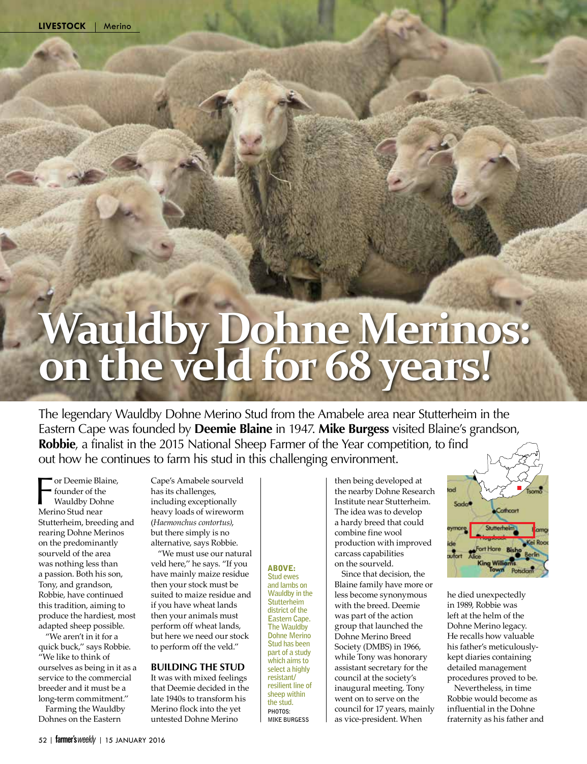# Wauldby Dohne Merinos: on the veld for 68 years!

The legendary Wauldby Dohne Merino Stud from the Amabele area near Stutterheim in the Eastern Cape was founded by **Deemie Blaine** in 1947. **Mike Burgess** visited Blaine's grandson, **Robbie**, a finalist in the 2015 National Sheep Farmer of the Year competition, to find out how he continues to farm his stud in this challenging environment.

For Deemie Blaine, founder of the Wauldby Dohne Merino Stud near Stutterheim, breeding and rearing Dohne Merinos on the predominantly sourveld of the area was nothing less than a passion. Both his son, Tony, and grandson, Robbie, have continued this tradition, aiming to produce the hardiest, most adapted sheep possible.

"We aren't in it for a quick buck," says Robbie. "We like to think of ourselves as being in it as a service to the commercial breeder and it must be a long-term commitment."

Farming the Wauldby Dohnes on the Eastern Cape's Amabele sourveld has its challenges, including exceptionally heavy loads of wireworm (*Haemonchus contortus*), but there simply is no alternative, says Robbie.

"We must use our natural veld here," he says. "If you have mainly maize residue then your stock must be suited to maize residue and if you have wheat lands then your animals must perform off wheat lands, but here we need our stock to perform off the veld."

## BUILDING THE STUD

It was with mixed feelings that Deemie decided in the late 1940s to transform his Merino flock into the yet untested Dohne Merino then being developed at the nearby Dohne Research Institute near Stutterheim. The idea was to develop a hardy breed that could combine fine wool production with improved carcass capabilities on the sourveld.

Since that decision, the Blaine family have more or less become synonymous with the breed. Deemie was part of the action group that launched the Dohne Merino Breed Society (DMBS) in 1966, while Tony was honorary assistant secretary for the council at the society's inaugural meeting. Tony went on to serve on the council for 17 years, mainly as vice-president. When he died unexpectedly in 1989, Robbie was left at the helm of the Dohne Merino legacy. He recalls how valuable his father's meticulously-kept diaries containing detailed management procedures proved to be.

Nevertheless, in time Robbie would become as influential in the Dohne fraternity as his father and

**ABOVE:** Stud ewes and lambs on Wauldby in the Stutterheim district of the Eastern Cape. The Wauldby Dohne Merino Stud has been part of a study which aims to select a highly resistant/resilient line of sheep within the stud.
PHOTOS: MIKE BURGESS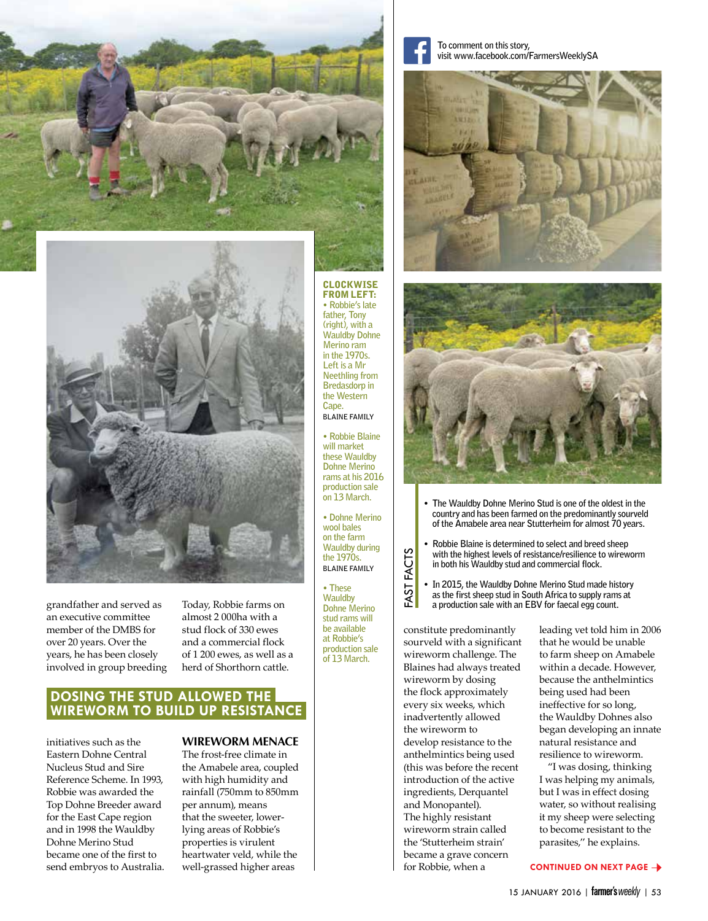grandfather and served as an executive committee member of the DMBS for over 20 years. Over the years, he has been closely involved in group breeding initiatives such as the Eastern Dohne Central Nucleus Stud and Sire Reference Scheme. In 1993, Robbie was awarded the Top Dohne Breeder award for the East Cape region and in 1998 the Wauldby Dohne Merino Stud became one of the first to send embryos to Australia.

Today, Robbie farms on almost 2 000ha with a stud flock of 330 ewes and a commercial flock of 1 200 ewes, as well as a herd of Shorthorn cattle.

## DOSING THE STUD ALLOWED THE WIREWORM TO BUILD UP RESISTANCE

### WIREWORM MENACE

The frost-free climate in the Amabele area, coupled with high humidity and rainfall (750mm to 850mm per annum), means that the sweeter, lower-lying areas of Robbie's properties is virulent heartwater veld, while the well-grassed higher areas constitute predominantly sourveld with a significant wireworm challenge. The Blaines had always treated wireworm by dosing the flock approximately every six weeks, which inadvertently allowed the wireworm to develop resistance to the anthelmintics being used (this was before the recent introduction of the active ingredients, Derquantel and Monopantel). The highly resistant wireworm strain called the 'Stutterheim strain' became a grave concern for Robbie, when a leading vet told him in 2006 that he would be unable to farm sheep on Amabele within a decade. However, because the anthelmintics being used had been ineffective for so long, the Wauldby Dohnes also began developing an innate natural resistance and resilience to wireworm.

"I was dosing, thinking I was helping my animals, but I was in effect dosing water, so without realising it my sheep were selecting to become resistant to the parasites," he explains.

CONTINUED ON NEXT PAGE

**CLOCKWISE FROM LEFT:**

- Robbie's late father, Tony (right), with a Wauldby Dohne Merino ram in the 1970s. Left is a Mr Neethling from Bredasdorp in the Western Cape. BLAINE FAMILY
- Robbie Blaine will market these Wauldby Dohne Merino rams at his 2016 production sale on 13 March.
- Dohne Merino wool bales on the farm Wauldby during the 1970s. BLAINE FAMILY
- These Wauldby Dohne Merino stud rams will be available at Robbie's production sale of 13 March.

To comment on this story, visit www.facebook.com/FarmersWeeklySA

**FAST FACTS**

- The Wauldby Dohne Merino Stud is one of the oldest in the country and has been farmed on the predominantly sourveld of the Amabele area near Stutterheim for almost 70 years.
- Robbie Blaine is determined to select and breed sheep with the highest levels of resistance/resilience to wireworm in both his Wauldby stud and commercial flock.
- In 2015, the Wauldby Dohne Merino Stud made history as the first sheep stud in South Africa to supply rams at a production sale with an EBV for faecal egg count.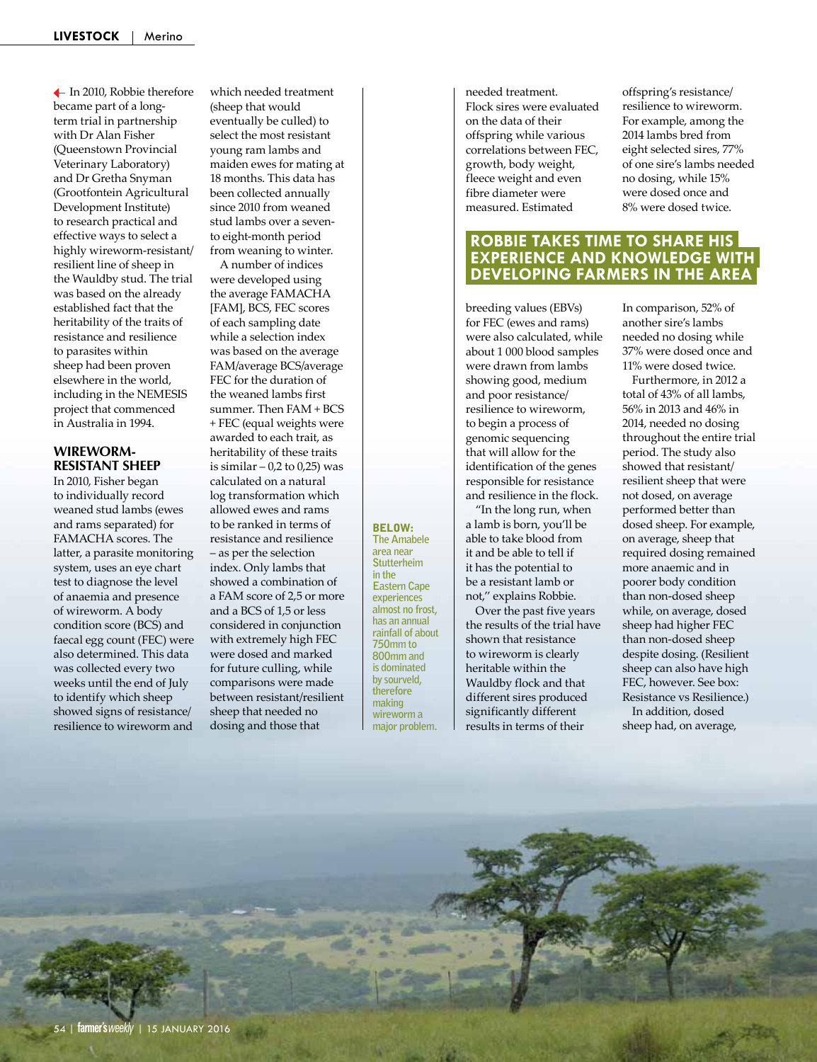In 2010, Robbie therefore became part of a long-term trial in partnership with Dr Alan Fisher (Queenstown Provincial Veterinary Laboratory) and Dr Gretha Snyman (Grootfontein Agricultural Development Institute) to research practical and effective ways to select a highly wireworm-resistant/resilient line of sheep in the Wauldby stud. The trial was based on the already established fact that the heritability of the traits of resistance and resilience to parasites within sheep had been proven elsewhere in the world, including in the NEMESIS project that commenced in Australia in 1994.

### WIREWORM-RESISTANT SHEEP

In 2010, Fisher began to individually record weaned stud lambs (ewes and rams separated) for FAMACHA scores. The latter, a parasite monitoring system, uses an eye chart test to diagnose the level of anaemia and presence of wireworm. A body condition score (BCS) and faecal egg count (FEC) were also determined. This data was collected every two weeks until the end of July to identify which sheep showed signs of resistance/resilience to wireworm and which needed treatment (sheep that would eventually be culled) to select the most resistant young ram lambs and maiden ewes for mating at 18 months. This data has been collected annually since 2010 from weaned stud lambs over a seven-to eight-month period from weaning to winter.

A number of indices were developed using the average FAMACHA [FAM], BCS, FEC scores of each sampling date while a selection index was based on the average FAM/average BCS/average FEC for the duration of the weaned lambs first summer. Then FAM + BCS + FEC (equal weights were awarded to each trait, as heritability of these traits is similar – 0,2 to 0,25) was calculated on a natural log transformation which allowed ewes and rams to be ranked in terms of resistance and resilience – as per the selection index. Only lambs that showed a combination of a FAM score of 2,5 or more and a BCS of 1,5 or less considered in conjunction with extremely high FEC were dosed and marked for future culling, while comparisons were made between resistant/resilient sheep that needed no dosing and those that needed treatment.

Flock sires were evaluated on the data of their offspring while various correlations between FEC, growth, body weight, fleece weight and even fibre diameter were measured. Estimated breeding values (EBVs) for FEC (ewes and rams) were also calculated, while about 1 000 blood samples were drawn from lambs showing good, medium and poor resistance/resilience to wireworm, to begin a process of genomic sequencing that will allow for the identification of the genes responsible for resistance and resilience in the flock.

"In the long run, when a lamb is born, you'll be able to take blood from it and be able to tell if it has the potential to be a resistant lamb or not," explains Robbie.

Over the past five years the results of the trial have shown that resistance to wireworm is clearly heritable within the Wauldby flock and that different sires produced significantly different results in terms of their offspring's resistance/resilience to wireworm. For example, among the 2014 lambs bred from eight selected sires, 77% of one sire's lambs needed no dosing, while 15% were dosed once and 8% were dosed twice.

## ROBBIE TAKES TIME TO SHARE HIS EXPERIENCE AND KNOWLEDGE WITH DEVELOPING FARMERS IN THE AREA

In comparison, 52% of another sire's lambs needed no dosing while 37% were dosed once and 11% were dosed twice.

Furthermore, in 2012 a total of 43% of all lambs, 56% in 2013 and 46% in 2014, needed no dosing throughout the entire trial period. The study also showed that resistant/resilient sheep that were not dosed, on average performed better than dosed sheep. For example, on average, sheep that required dosing remained more anaemic and in poorer body condition than non-dosed sheep while, on average, dosed sheep had higher FEC than non-dosed sheep despite dosing. (Resilient sheep can also have high FEC, however. See box: Resistance vs Resilience.)

In addition, dosed sheep had, on average,

**BELOW:** The Amabele area near Stutterheim in the Eastern Cape experiences almost no frost, has an annual rainfall of about 750mm to 800mm and is dominated by sourveld, therefore making wireworm a major problem.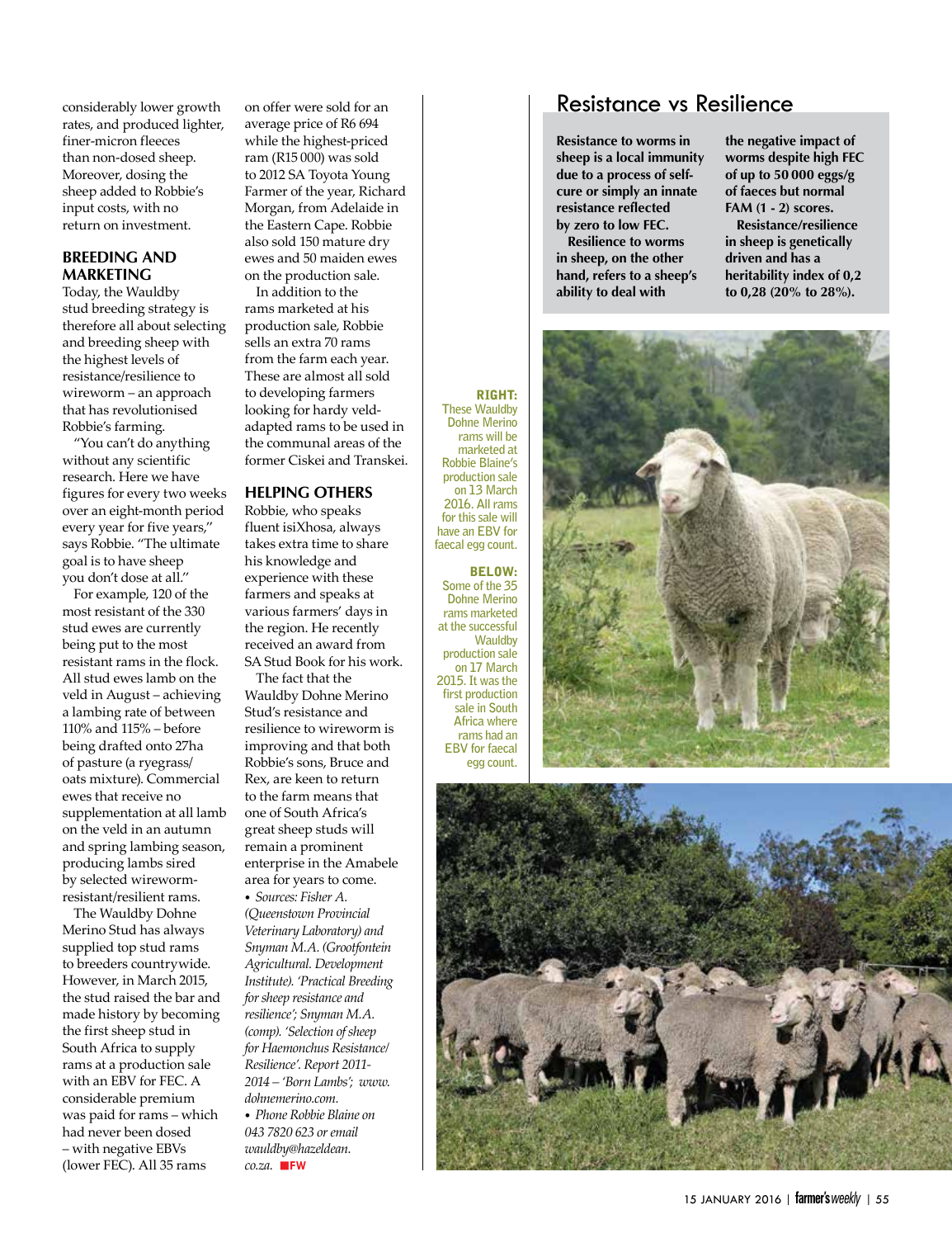considerably lower growth rates, and produced lighter, finer-micron fleeces than non-dosed sheep. Moreover, dosing the sheep added to Robbie's input costs, with no return on investment.

## BREEDING AND MARKETING

Today, the Wauldby stud breeding strategy is therefore all about selecting and breeding sheep with the highest levels of resistance/resilience to wireworm – an approach that has revolutionised Robbie's farming.

"You can't do anything without any scientific research. Here we have figures for every two weeks over an eight-month period every year for five years," says Robbie. "The ultimate goal is to have sheep you don't dose at all."

For example, 120 of the most resistant of the 330 stud ewes are currently being put to the most resistant rams in the flock. All stud ewes lamb on the veld in August – achieving a lambing rate of between 110% and 115% – before being drafted onto 27ha of pasture (a ryegrass/oats mixture). Commercial ewes that receive no supplementation at all lamb on the veld in an autumn and spring lambing season, producing lambs sired by selected wireworm-resistant/resilient rams.

The Wauldby Dohne Merino Stud has always supplied top stud rams to breeders countrywide. However, in March 2015, the stud raised the bar and made history by becoming the first sheep stud in South Africa to supply rams at a production sale with an EBV for FEC. A considerable premium was paid for rams – which had never been dosed – with negative EBVs (lower FEC). All 35 rams on offer were sold for an average price of R6 694 while the highest-priced ram (R15 000) was sold to 2012 SA Toyota Young Farmer of the year, Richard Morgan, from Adelaide in the Eastern Cape. Robbie also sold 150 mature dry ewes and 50 maiden ewes on the production sale.

In addition to the rams marketed at his production sale, Robbie sells an extra 70 rams from the farm each year. These are almost all sold to developing farmers looking for hardy veld-adapted rams to be used in the communal areas of the former Ciskei and Transkei.

## HELPING OTHERS

Robbie, who speaks fluent isiXhosa, always takes extra time to share his knowledge and experience with these farmers and speaks at various farmers' days in the region. He recently received an award from SA Stud Book for his work.

The fact that the Wauldby Dohne Merino Stud's resistance and resilience to wireworm is improving and that both Robbie's sons, Bruce and Rex, are keen to return to the farm means that one of South Africa's great sheep studs will remain a prominent enterprise in the Amabele area for years to come.

- *Sources: Fisher A. (Queenstown Provincial Veterinary Laboratory) and Snyman M.A. (Grootfontein Agricultural. Development Institute). 'Practical Breeding for sheep resistance and resilience'; Snyman M.A. (comp). 'Selection of sheep for Haemonchus Resistance/Resilience'. Report 2011-2014 – 'Born Lambs'; www.dohnemerino.com.*
- *Phone Robbie Blaine on 043 7820 623 or email wauldby@hazeldean.co.za.* **FW**

## Resistance vs Resilience

**Resistance to worms in sheep is a local immunity due to a process of self-cure or simply an innate resistance reflected by zero to low FEC.**

**Resilience to worms in sheep, on the other hand, refers to a sheep's ability to deal with the negative impact of worms despite high FEC of up to 50 000 eggs/g of faeces but normal FAM (1 - 2) scores.**

**Resistance/resilience in sheep is genetically driven and has a heritability index of 0,2 to 0,28 (20% to 28%).**

**RIGHT:** These Wauldby Dohne Merino rams will be marketed at Robbie Blaine's production sale on 13 March 2016. All rams for this sale will have an EBV for faecal egg count.

**BELOW:** Some of the 35 Dohne Merino rams marketed at the successful Wauldby production sale on 17 March 2015. It was the first production sale in South Africa where rams had an EBV for faecal egg count.